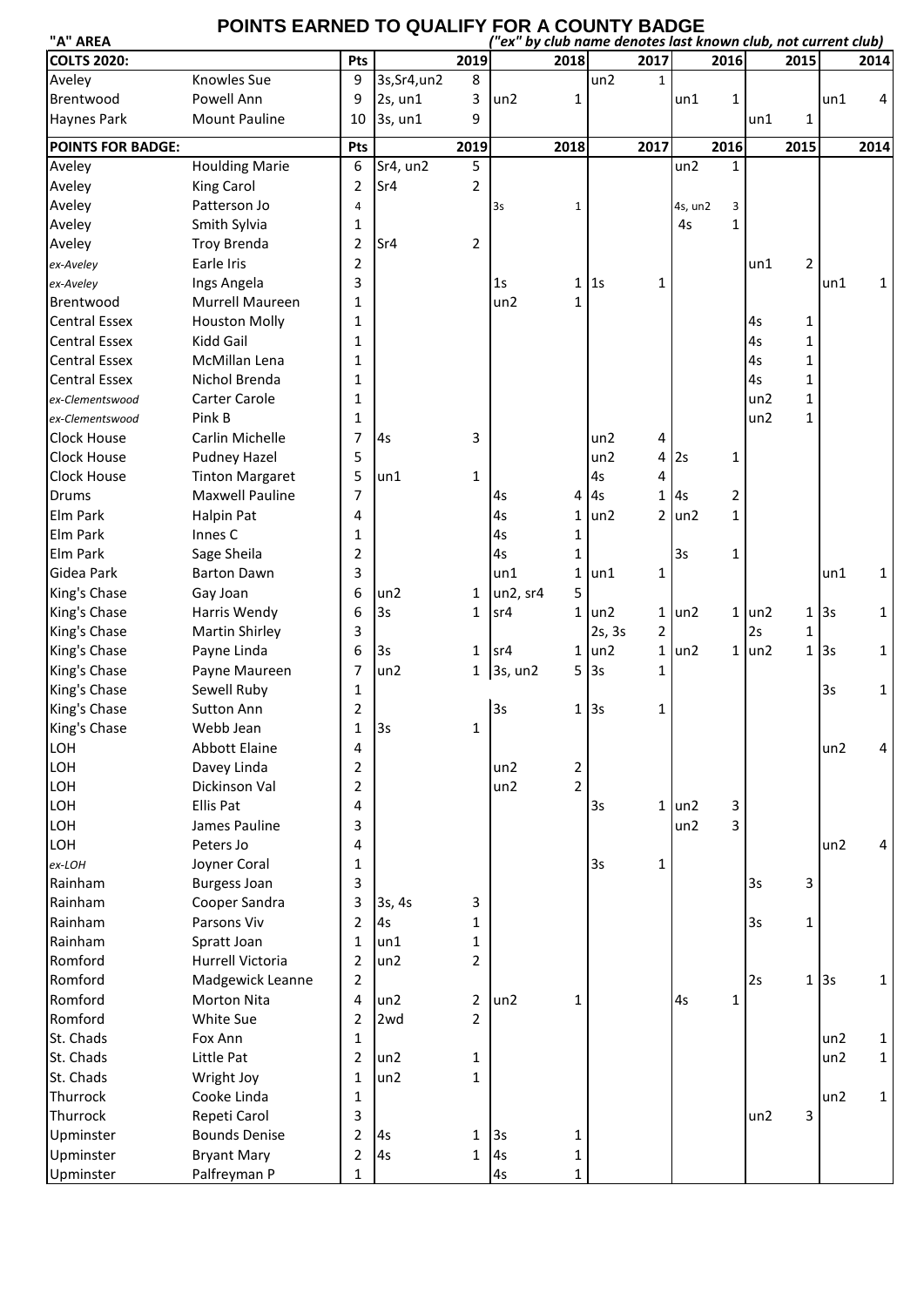# POINTS EARNED TO QUALIFY FOR A COUNTY BADGE

**"A" AREA** *("ex" by club name denotes last known club, not current club)*

| COLTS 2020: | | Pts | | 2019 | | 2018 | | 2017 | | 2016 | | 2015 | | 2014 |
|---|---|---|---|---|---|---|---|---|---|---|---|---|---|---|
| Aveley | Knowles Sue | 9 | 3s,Sr4,un2 | 8 | | | un2 | 1 | | | | | | |
| Brentwood | Powell Ann | 9 | 2s, un1 | 3 | un2 | 1 | | | un1 | 1 | | | un1 | 4 |
| Haynes Park | Mount Pauline | 10 | 3s, un1 | 9 | | | | | | | un1 | 1 | | |

| POINTS FOR BADGE: | | Pts | | 2019 | | 2018 | | 2017 | | 2016 | | 2015 | | 2014 |
|---|---|---|---|---|---|---|---|---|---|---|---|---|---|---|
| Aveley | Houlding Marie | 6 | Sr4, un2 | 5 | | | | | un2 | 1 | | | | |
| Aveley | King Carol | 2 | Sr4 | 2 | | | | | | | | | | |
| Aveley | Patterson Jo | 4 | | | 3s | 1 | | | 4s, un2 | 3 | | | | |
| Aveley | Smith Sylvia | 1 | | | | | | | 4s | 1 | | | | |
| Aveley | Troy Brenda | 2 | Sr4 | 2 | | | | | | | | | | |
| *ex-Aveley* | Earle Iris | 2 | | | | | | | | | un1 | 2 | | |
| *ex-Aveley* | Ings Angela | 3 | | | 1s | 1 | 1s | 1 | | | | | un1 | 1 |
| Brentwood | Murrell Maureen | 1 | | | un2 | 1 | | | | | | | | |
| Central Essex | Houston Molly | 1 | | | | | | | | | 4s | 1 | | |
| Central Essex | Kidd Gail | 1 | | | | | | | | | 4s | 1 | | |
| Central Essex | McMillan Lena | 1 | | | | | | | | | 4s | 1 | | |
| Central Essex | Nichol Brenda | 1 | | | | | | | | | 4s | 1 | | |
| *ex-Clementswood* | Carter Carole | 1 | | | | | | | | | un2 | 1 | | |
| *ex-Clementswood* | Pink B | 1 | | | | | | | | | un2 | 1 | | |
| Clock House | Carlin Michelle | 7 | 4s | 3 | | | un2 | 4 | | | | | | |
| Clock House | Pudney Hazel | 5 | | | | | un2 | 4 | 2s | 1 | | | | |
| Clock House | Tinton Margaret | 5 | un1 | 1 | | | 4s | 4 | | | | | | |
| Drums | Maxwell Pauline | 7 | | | 4s | 4 | 4s | 1 | 4s | 2 | | | | |
| Elm Park | Halpin Pat | 4 | | | 4s | 1 | un2 | 2 | un2 | 1 | | | | |
| Elm Park | Innes C | 1 | | | 4s | 1 | | | | | | | | |
| Elm Park | Sage Sheila | 2 | | | 4s | 1 | | | 3s | 1 | | | | |
| Gidea Park | Barton Dawn | 3 | | | un1 | 1 | un1 | 1 | | | | | un1 | 1 |
| King's Chase | Gay Joan | 6 | un2 | 1 | un2, sr4 | 5 | | | | | | | | |
| King's Chase | Harris Wendy | 6 | 3s | 1 | sr4 | 1 | un2 | 1 | un2 | 1 | un2 | 1 | 3s | 1 |
| King's Chase | Martin Shirley | 3 | | | | | 2s, 3s | 2 | | | 2s | 1 | | |
| King's Chase | Payne Linda | 6 | 3s | 1 | sr4 | 1 | un2 | 1 | un2 | 1 | un2 | 1 | 3s | 1 |
| King's Chase | Payne Maureen | 7 | un2 | 1 | 3s, un2 | 5 | 3s | 1 | | | | | | |
| King's Chase | Sewell Ruby | 1 | | | | | | | | | | | 3s | 1 |
| King's Chase | Sutton Ann | 2 | | | 3s | 1 | 3s | 1 | | | | | | |
| King's Chase | Webb Jean | 1 | 3s | 1 | | | | | | | | | | |
| LOH | Abbott Elaine | 4 | | | | | | | | | | | un2 | 4 |
| LOH | Davey Linda | 2 | | | un2 | 2 | | | | | | | | |
| LOH | Dickinson Val | 2 | | | un2 | 2 | | | | | | | | |
| LOH | Ellis Pat | 4 | | | | | 3s | 1 | un2 | 3 | | | | |
| LOH | James Pauline | 3 | | | | | | | un2 | 3 | | | | |
| LOH | Peters Jo | 4 | | | | | | | | | | | un2 | 4 |
| *ex-LOH* | Joyner Coral | 1 | | | | | 3s | 1 | | | | | | |
| Rainham | Burgess Joan | 3 | | | | | | | | | 3s | 3 | | |
| Rainham | Cooper Sandra | 3 | 3s, 4s | 3 | | | | | | | | | | |
| Rainham | Parsons Viv | 2 | 4s | 1 | | | | | | | 3s | 1 | | |
| Rainham | Spratt Joan | 1 | un1 | 1 | | | | | | | | | | |
| Romford | Hurrell Victoria | 2 | un2 | 2 | | | | | | | | | | |
| Romford | Madgewick Leanne | 2 | | | | | | | | | 2s | 1 | 3s | 1 |
| Romford | Morton Nita | 4 | un2 | 2 | un2 | 1 | | | 4s | 1 | | | | |
| Romford | White Sue | 2 | 2wd | 2 | | | | | | | | | | |
| St. Chads | Fox Ann | 1 | | | | | | | | | | | un2 | 1 |
| St. Chads | Little Pat | 2 | un2 | 1 | | | | | | | | | un2 | 1 |
| St. Chads | Wright Joy | 1 | un2 | 1 | | | | | | | | | | |
| Thurrock | Cooke Linda | 1 | | | | | | | | | | | un2 | 1 |
| Thurrock | Repeti Carol | 3 | | | | | | | | | un2 | 3 | | |
| Upminster | Bounds Denise | 2 | 4s | 1 | 3s | 1 | | | | | | | | |
| Upminster | Bryant Mary | 2 | 4s | 1 | 4s | 1 | | | | | | | | |
| Upminster | Palfreyman P | 1 | | | 4s | 1 | | | | | | | | |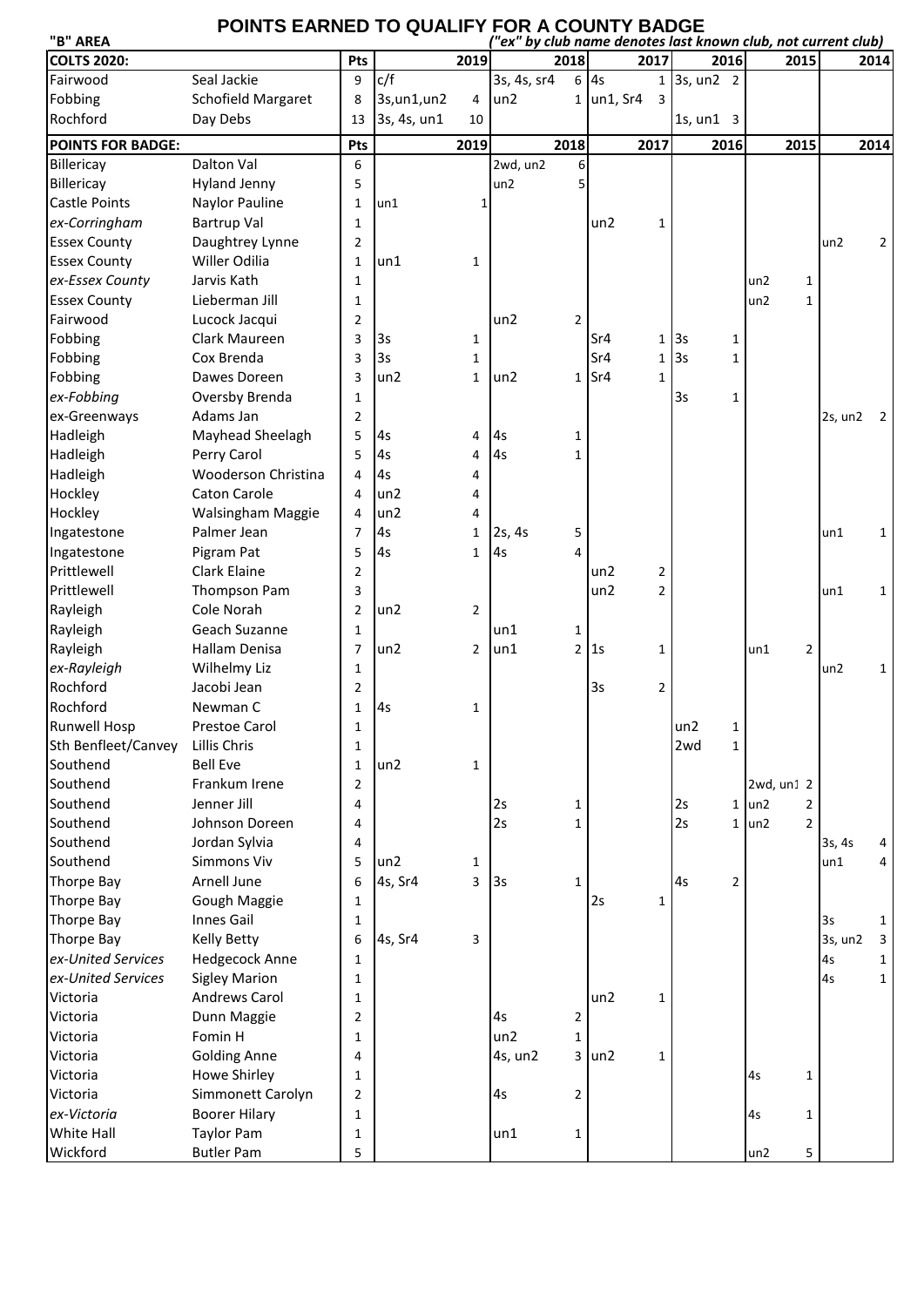# POINTS EARNED TO QUALIFY FOR A COUNTY BADGE

**"B" AREA** *("ex" by club name denotes last known club, not current club)*

| COLTS 2020: | | Pts | 2019 | | 2018 | | 2017 | | 2016 | | 2015 | | 2014 | |
|---|---|---|---|---|---|---|---|---|---|---|---|---|---|---|
| Fairwood | Seal Jackie | 9 | c/f | | 3s, 4s, sr4 | 6 | 4s | 1 | 3s, un2 | 2 | | | | |
| Fobbing | Schofield Margaret | 8 | 3s,un1,un2 | 4 | un2 | 1 | un1, Sr4 | 3 | | | | | | |
| Rochford | Day Debs | 13 | 3s, 4s, un1 | 10 | | | | | 1s, un1 | 3 | | | | |

| POINTS FOR BADGE: | | Pts | 2019 | | 2018 | | 2017 | | 2016 | | 2015 | | 2014 | |
|---|---|---|---|---|---|---|---|---|---|---|---|---|---|---|
| Billericay | Dalton Val | 6 | | | 2wd, un2 | 6 | | | | | | | | |
| Billericay | Hyland Jenny | 5 | | | un2 | 5 | | | | | | | | |
| Castle Points | Naylor Pauline | 1 | un1 | 1 | | | | | | | | | | |
| *ex-Corringham* | Bartrup Val | 1 | | | | | un2 | 1 | | | | | | |
| Essex County | Daughtrey Lynne | 2 | | | | | | | | | | | un2 | 2 |
| Essex County | Willer Odilia | 1 | un1 | 1 | | | | | | | | | | |
| *ex-Essex County* | Jarvis Kath | 1 | | | | | | | | | un2 | 1 | | |
| Essex County | Lieberman Jill | 1 | | | | | | | | | un2 | 1 | | |
| Fairwood | Lucock Jacqui | 2 | | | un2 | 2 | | | | | | | | |
| Fobbing | Clark Maureen | 3 | 3s | 1 | | | Sr4 | 1 | 3s | 1 | | | | |
| Fobbing | Cox Brenda | 3 | 3s | 1 | | | Sr4 | 1 | 3s | 1 | | | | |
| Fobbing | Dawes Doreen | 3 | un2 | 1 | un2 | 1 | Sr4 | 1 | | | | | | |
| *ex-Fobbing* | Oversby Brenda | 1 | | | | | | | 3s | 1 | | | | |
| ex-Greenways | Adams Jan | 2 | | | | | | | | | | | 2s, un2 | 2 |
| Hadleigh | Mayhead Sheelagh | 5 | 4s | 4 | 4s | 1 | | | | | | | | |
| Hadleigh | Perry Carol | 5 | 4s | 4 | 4s | 1 | | | | | | | | |
| Hadleigh | Wooderson Christina | 4 | 4s | 4 | | | | | | | | | | |
| Hockley | Caton Carole | 4 | un2 | 4 | | | | | | | | | | |
| Hockley | Walsingham Maggie | 4 | un2 | 4 | | | | | | | | | | |
| Ingatestone | Palmer Jean | 7 | 4s | 1 | 2s, 4s | 5 | | | | | | | un1 | 1 |
| Ingatestone | Pigram Pat | 5 | 4s | 1 | 4s | 4 | | | | | | | | |
| Prittlewell | Clark Elaine | 2 | | | | | un2 | 2 | | | | | | |
| Prittlewell | Thompson Pam | 3 | | | | | un2 | 2 | | | | | un1 | 1 |
| Rayleigh | Cole Norah | 2 | un2 | 2 | | | | | | | | | | |
| Rayleigh | Geach Suzanne | 1 | | | un1 | 1 | | | | | | | | |
| Rayleigh | Hallam Denisa | 7 | un2 | 2 | un1 | 2 | 1s | 1 | | | un1 | 2 | | |
| *ex-Rayleigh* | Wilhelmy Liz | 1 | | | | | | | | | | | un2 | 1 |
| Rochford | Jacobi Jean | 2 | | | | | 3s | 2 | | | | | | |
| Rochford | Newman C | 1 | 4s | 1 | | | | | | | | | | |
| Runwell Hosp | Prestoe Carol | 1 | | | | | | | un2 | 1 | | | | |
| Sth Benfleet/Canvey | Lillis Chris | 1 | | | | | | | 2wd | 1 | | | | |
| Southend | Bell Eve | 1 | un2 | 1 | | | | | | | | | | |
| Southend | Frankum Irene | 2 | | | | | | | | | 2wd, un1 | 2 | | |
| Southend | Jenner Jill | 4 | | | 2s | 1 | | | 2s | 1 | un2 | 2 | | |
| Southend | Johnson Doreen | 4 | | | 2s | 1 | | | 2s | 1 | un2 | 2 | | |
| Southend | Jordan Sylvia | 4 | | | | | | | | | | | 3s, 4s | 4 |
| Southend | Simmons Viv | 5 | un2 | 1 | | | | | | | | | un1 | 4 |
| Thorpe Bay | Arnell June | 6 | 4s, Sr4 | 3 | 3s | 1 | | | 4s | 2 | | | | |
| Thorpe Bay | Gough Maggie | 1 | | | | | 2s | 1 | | | | | | |
| Thorpe Bay | Innes Gail | 1 | | | | | | | | | | | 3s | 1 |
| Thorpe Bay | Kelly Betty | 6 | 4s, Sr4 | 3 | | | | | | | | | 3s, un2 | 3 |
| *ex-United Services* | Hedgecock Anne | 1 | | | | | | | | | | | 4s | 1 |
| *ex-United Services* | Sigley Marion | 1 | | | | | | | | | | | 4s | 1 |
| Victoria | Andrews Carol | 1 | | | | | un2 | 1 | | | | | | |
| Victoria | Dunn Maggie | 2 | | | 4s | 2 | | | | | | | | |
| Victoria | Fomin H | 1 | | | un2 | 1 | | | | | | | | |
| Victoria | Golding Anne | 4 | | | 4s, un2 | 3 | un2 | 1 | | | | | | |
| Victoria | Howe Shirley | 1 | | | | | | | | | 4s | 1 | | |
| Victoria | Simmonett Carolyn | 2 | | | 4s | 2 | | | | | | | | |
| *ex-Victoria* | Boorer Hilary | 1 | | | | | | | | | 4s | 1 | | |
| White Hall | Taylor Pam | 1 | | | un1 | 1 | | | | | | | | |
| Wickford | Butler Pam | 5 | | | | | | | | | un2 | 5 | | |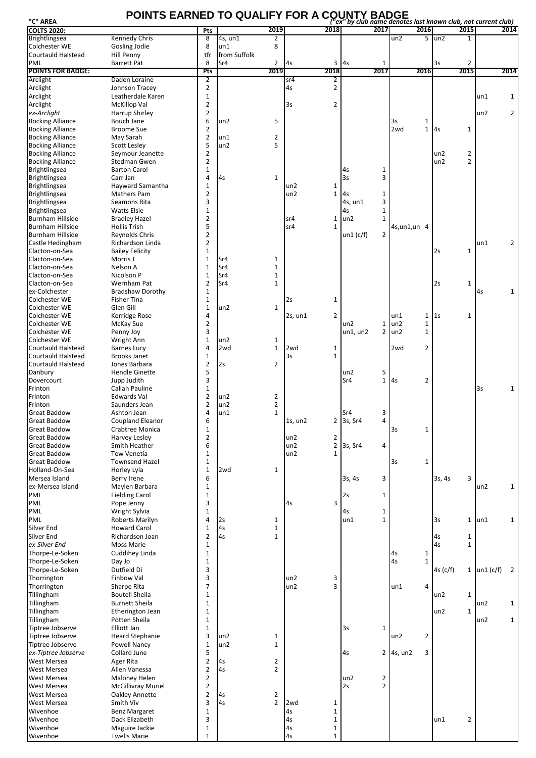# POINTS EARNED TO QUALIFY FOR A COUNTY BADGE

"C" AREA

*("ex" by club name denotes last known club, not current club)*

| COLTS 2020: | | Pts | 2019 | | 2018 | | 2017 | | 2016 | | 2015 | | 2014 | |
|---|---|---|---|---|---|---|---|---|---|---|---|---|---|---|
| Brightlingsea | Kennedy Chris | 8 | 4s, un1 | 2 | | | | | un2 | 5 | un2 | 1 | | |
| Colchester WE | Gosling Jodie | 8 | un1 | 8 | | | | | | | | | | |
| Courtauld Halstead | Hill Penny | tfr | from Suffolk | | | | | | | | | | | |
| PML | Barrett Pat | 8 | Sr4 | 2 | 4s | 3 | 4s | 1 | | | 3s | 2 | | |
| **POINTS FOR BADGE:** | | **Pts** | **2019** | | **2018** | | **2017** | | **2016** | | **2015** | | **2014** | |
| Arclight | Daden Loraine | 2 | | | sr4 | 2 | | | | | | | | |
| Arclight | Johnson Tracey | 2 | | | 4s | 2 | | | | | | | | |
| Arclight | Leatherdale Karen | 1 | | | | | | | | | | | un1 | 1 |
| Arclight | McKillop Val | 2 | | | 3s | 2 | | | | | | | | |
| *ex-Arclight* | Harrup Shirley | 2 | | | | | | | | | | | un2 | 2 |
| Bocking Alliance | Bouch Jane | 6 | un2 | 5 | | | | | 3s | 1 | | | | |
| Bocking Alliance | Broome Sue | 2 | | | | | | | 2wd | 1 | 4s | 1 | | |
| Bocking Alliance | May Sarah | 2 | un1 | 2 | | | | | | | | | | |
| Bocking Alliance | Scott Lesley | 5 | un2 | 5 | | | | | | | | | | |
| Bocking Alliance | Seymour Jeanette | 2 | | | | | | | | | un2 | 2 | | |
| Bocking Alliance | Stedman Gwen | 2 | | | | | | | | | un2 | 2 | | |
| Brightlingsea | Barton Carol | 1 | | | | | 4s | 1 | | | | | | |
| Brightlingsea | Carr Jan | 4 | 4s | 1 | | | 3s | 3 | | | | | | |
| Brightlingsea | Hayward Samantha | 1 | | | un2 | 1 | | | | | | | | |
| Brightlingsea | Mathers Pam | 2 | | | un2 | 1 | 4s | 1 | | | | | | |
| Brightlingsea | Seamons Rita | 3 | | | | | 4s, un1 | 3 | | | | | | |
| Brightlingsea | Watts Elsie | 1 | | | | | 4s | 1 | | | | | | |
| Burnham Hillside | Bradley Hazel | 2 | | | sr4 | 1 | un2 | 1 | | | | | | |
| Burnham Hillside | Hollis Trish | 5 | | | sr4 | 1 | | | 4s,un1,un | 4 | | | | |
| Burnham Hillside | Reynolds Chris | 2 | | | | | un1 (c/f) | 2 | | | | | | |
| Castle Hedingham | Richardson Linda | 2 | | | | | | | | | | | un1 | 2 |
| Clacton-on-Sea | Bailey Felicity | 1 | | | | | | | | | 2s | 1 | | |
| Clacton-on-Sea | Morris J | 1 | Sr4 | 1 | | | | | | | | | | |
| Clacton-on-Sea | Nelson A | 1 | Sr4 | 1 | | | | | | | | | | |
| Clacton-on-Sea | Nicolson P | 1 | Sr4 | 1 | | | | | | | | | | |
| Clacton-on-Sea | Wernham Pat | 2 | Sr4 | 1 | | | | | | | 2s | 1 | | |
| ex-Colchester | Bradshaw Dorothy | 1 | | | | | | | | | | | 4s | 1 |
| Colchester WE | Fisher Tina | 1 | | | 2s | 1 | | | | | | | | |
| Colchester WE | Glen Gill | 1 | un2 | 1 | | | | | | | | | | |
| Colchester WE | Kerridge Rose | 4 | | | 2s, un1 | 2 | | | un1 | 1 | 1s | 1 | | |
| Colchester WE | McKay Sue | 2 | | | | | un2 | 1 | un2 | 1 | | | | |
| Colchester WE | Penny Joy | 3 | | | | | un1, un2 | 2 | un2 | 1 | | | | |
| Colchester WE | Wright Ann | 1 | un2 | 1 | | | | | | | | | | |
| Courtauld Halstead | Barnes Lucy | 4 | 2wd | 1 | 2wd | 1 | | | 2wd | 2 | | | | |
| Courtauld Halstead | Brooks Janet | 1 | | | 3s | 1 | | | | | | | | |
| Courtauld Halstead | Jones Barbara | 2 | 2s | 2 | | | | | | | | | | |
| Danbury | Hendle Ginette | 5 | | | | | un2 | 5 | | | | | | |
| Dovercourt | Jupp Judith | 3 | | | | | Sr4 | 1 | 4s | 2 | | | | |
| Frinton | Callan Pauline | 1 | | | | | | | | | | | 3s | 1 |
| Frinton | Edwards Val | 2 | un2 | 2 | | | | | | | | | | |
| Frinton | Saunders Jean | 2 | un2 | 2 | | | | | | | | | | |
| Great Baddow | Ashton Jean | 4 | un1 | 1 | | | Sr4 | 3 | | | | | | |
| Great Baddow | Coupland Eleanor | 6 | | | 1s, un2 | 2 | 3s, Sr4 | 4 | | | | | | |
| Great Baddow | Crabtree Monica | 1 | | | | | | | 3s | 1 | | | | |
| Great Baddow | Harvey Lesley | 2 | | | un2 | 2 | | | | | | | | |
| Great Baddow | Smith Heather | 6 | | | un2 | 2 | 3s, Sr4 | 4 | | | | | | |
| Great Baddow | Tew Venetia | 1 | | | un2 | 1 | | | | | | | | |
| Great Baddow | Townsend Hazel | 1 | | | | | | | 3s | 1 | | | | |
| Holland-On-Sea | Horley Lyla | 1 | 2wd | 1 | | | | | | | | | | |
| Mersea Island | Berry Irene | 6 | | | | | 3s, 4s | 3 | | | 3s, 4s | 3 | | |
| ex-Mersea Island | Maylen Barbara | 1 | | | | | | | | | | | un2 | 1 |
| PML | Fielding Carol | 1 | | | | | 2s | 1 | | | | | | |
| PML | Pope Jenny | 3 | | | 4s | 3 | | | | | | | | |
| PML | Wright Sylvia | 1 | | | | | 4s | 1 | | | | | | |
| PML | Roberts Marilyn | 4 | 2s | 1 | | | un1 | 1 | | | 3s | 1 | un1 | 1 |
| Silver End | Howard Carol | 1 | 4s | 1 | | | | | | | | | | |
| Silver End | Richardson Joan | 2 | 4s | 1 | | | | | | | 4s | 1 | | |
| *ex-Silver End* | Moss Marie | 1 | | | | | | | | | 4s | 1 | | |
| Thorpe-Le-Soken | Cuddihey Linda | 1 | | | | | | | 4s | 1 | | | | |
| Thorpe-Le-Soken | Day Jo | 1 | | | | | | | 4s | 1 | | | | |
| Thorpe-Le-Soken | Dutfield Di | 3 | | | | | | | | | 4s (c/f) | 1 | un1 (c/f) | 2 |
| Thorrington | Finbow Val | 3 | | | un2 | 3 | | | | | | | | |
| Thorrington | Sharpe Rita | 7 | | | un2 | 3 | | | un1 | 4 | | | | |
| Tillingham | Boutell Sheila | 1 | | | | | | | | | un2 | 1 | | |
| Tillingham | Burnett Sheila | 1 | | | | | | | | | | | un2 | 1 |
| Tillingham | Etherington Jean | 1 | | | | | | | | | un2 | 1 | | |
| Tillingham | Potten Sheila | 1 | | | | | | | | | | | un2 | 1 |
| Tiptree Jobserve | Elliott Jan | 1 | | | | | 3s | 1 | | | | | | |
| Tiptree Jobserve | Heard Stephanie | 3 | un2 | 1 | | | | | un2 | 2 | | | | |
| Tiptree Jobserve | Powell Nancy | 1 | un2 | 1 | | | | | | | | | | |
| *ex-Tiptree Jobserve* | Collard June | 5 | | | | | 4s | 2 | 4s, un2 | 3 | | | | |
| West Mersea | Ager Rita | 2 | 4s | 2 | | | | | | | | | | |
| West Mersea | Allen Vanessa | 2 | 4s | 2 | | | | | | | | | | |
| West Mersea | Maloney Helen | 2 | | | | | un2 | 2 | | | | | | |
| West Mersea | McGillivray Muriel | 2 | | | | | 2s | 2 | | | | | | |
| West Mersea | Oakley Annette | 2 | 4s | 2 | | | | | | | | | | |
| West Mersea | Smith Viv | 3 | 4s | 2 | 2wd | 1 | | | | | | | | |
| Wivenhoe | Benz Margaret | 1 | | | 4s | 1 | | | | | | | | |
| Wivenhoe | Dack Elizabeth | 3 | | | 4s | 1 | | | | | un1 | 2 | | |
| Wivenhoe | Maguire Jackie | 1 | | | 4s | 1 | | | | | | | | |
| Wivenhoe | Twells Marie | 1 | | | 4s | 1 | | | | | | | | |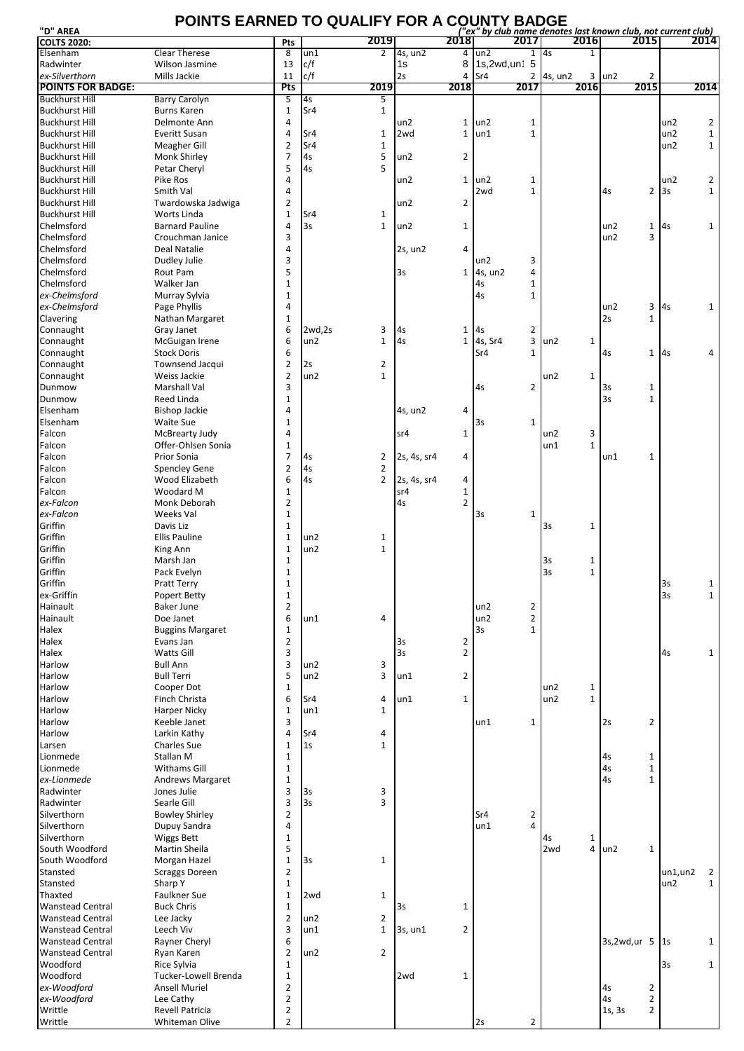# POINTS EARNED TO QUALIFY FOR A COUNTY BADGE

"D" AREA

*("ex" by club name denotes last known club, not current club)*

| COLTS 2020: | | Pts | 2019 | | 2018 | | 2017 | | 2016 | | 2015 | | 2014 | |
|---|---|---|---|---|---|---|---|---|---|---|---|---|---|---|
| Elsenham | Clear Therese | 8 | un1 | 2 | 4s, un2 | 4 | un2 | 1 | 4s | 1 | | | | |
| Radwinter | Wilson Jasmine | 13 | c/f | | 1s | 8 | 1s,2wd,un1 | 5 | | | | | | |
| *ex-Silverthorn* | Mills Jackie | 11 | c/f | | 2s | 4 | Sr4 | 2 | 4s, un2 | 3 | un2 | 2 | | |
| **POINTS FOR BADGE:** | | **Pts** | **2019** | | **2018** | | **2017** | | **2016** | | **2015** | | **2014** | |
| Buckhurst Hill | Barry Carolyn | 5 | 4s | 5 | | | | | | | | | | |
| Buckhurst Hill | Burns Karen | 1 | Sr4 | 1 | | | | | | | | | | |
| Buckhurst Hill | Delmonte Ann | 4 | | | un2 | 1 | un2 | 1 | | | | | un2 | 2 |
| Buckhurst Hill | Everitt Susan | 4 | Sr4 | 1 | 2wd | 1 | un1 | 1 | | | | | un2 | 1 |
| Buckhurst Hill | Meagher Gill | 2 | Sr4 | 1 | | | | | | | | | un2 | 1 |
| Buckhurst Hill | Monk Shirley | 7 | 4s | 5 | un2 | 2 | | | | | | | | |
| Buckhurst Hill | Petar Cheryl | 5 | 4s | 5 | | | | | | | | | | |
| Buckhurst Hill | Pike Ros | 4 | | | un2 | 1 | un2 | 1 | | | | | un2 | 2 |
| Buckhurst Hill | Smith Val | 4 | | | | | 2wd | 1 | | | 4s | 2 | 3s | 1 |
| Buckhurst Hill | Twardowska Jadwiga | 2 | | | un2 | 2 | | | | | | | | |
| Buckhurst Hill | Worts Linda | 1 | Sr4 | 1 | | | | | | | | | | |
| Chelmsford | Barnard Pauline | 4 | 3s | 1 | un2 | 1 | | | | | un2 | 1 | 4s | 1 |
| Chelmsford | Crouchman Janice | 3 | | | | | | | | | un2 | 3 | | |
| Chelmsford | Deal Natalie | 4 | | | 2s, un2 | 4 | | | | | | | | |
| Chelmsford | Dudley Julie | 3 | | | | | un2 | 3 | | | | | | |
| Chelmsford | Rout Pam | 5 | | | 3s | 1 | 4s, un2 | 4 | | | | | | |
| Chelmsford | Walker Jan | 1 | | | | | 4s | 1 | | | | | | |
| *ex-Chelmsford* | Murray Sylvia | 1 | | | | | 4s | 1 | | | | | | |
| *ex-Chelmsford* | Page Phyllis | 4 | | | | | | | | | un2 | 3 | 4s | 1 |
| Clavering | Nathan Margaret | 1 | | | | | | | | | 2s | 1 | | |
| Connaught | Gray Janet | 6 | 2wd,2s | 3 | 4s | 1 | 4s | 2 | | | | | | |
| Connaught | McGuigan Irene | 6 | un2 | 1 | 4s | 1 | 4s, Sr4 | 3 | un2 | 1 | | | | |
| Connaught | Stock Doris | 6 | | | | | Sr4 | 1 | | | 4s | 1 | 4s | 4 |
| Connaught | Townsend Jacqui | 2 | 2s | 2 | | | | | | | | | | |
| Connaught | Weiss Jackie | 2 | un2 | 1 | | | | | un2 | 1 | | | | |
| Dunmow | Marshall Val | 3 | | | | | 4s | 2 | | | 3s | 1 | | |
| Dunmow | Reed Linda | 1 | | | | | | | | | 3s | 1 | | |
| Elsenham | Bishop Jackie | 4 | | | 4s, un2 | 4 | | | | | | | | |
| Elsenham | Waite Sue | 1 | | | | | 3s | 1 | | | | | | |
| Falcon | McBrearty Judy | 4 | | | sr4 | 1 | | | un2 | 3 | | | | |
| Falcon | Offer-Ohlsen Sonia | 1 | | | | | | | un1 | 1 | | | | |
| Falcon | Prior Sonia | 7 | 4s | 2 | 2s, 4s, sr4 | 4 | | | | | un1 | 1 | | |
| Falcon | Spencley Gene | 2 | 4s | 2 | | | | | | | | | | |
| Falcon | Wood Elizabeth | 6 | 4s | 2 | 2s, 4s, sr4 | 4 | | | | | | | | |
| Falcon | Woodard M | 1 | | | sr4 | 1 | | | | | | | | |
| *ex-Falcon* | Monk Deborah | 2 | | | 4s | 2 | | | | | | | | |
| *ex-Falcon* | Weeks Val | 1 | | | | | 3s | 1 | | | | | | |
| Griffin | Davis Liz | 1 | | | | | | | 3s | 1 | | | | |
| Griffin | Ellis Pauline | 1 | un2 | 1 | | | | | | | | | | |
| Griffin | King Ann | 1 | un2 | 1 | | | | | | | | | | |
| Griffin | Marsh Jan | 1 | | | | | | | 3s | 1 | | | | |
| Griffin | Pack Evelyn | 1 | | | | | | | 3s | 1 | | | | |
| Griffin | Pratt Terry | 1 | | | | | | | | | | | 3s | 1 |
| ex-Griffin | Popert Betty | 1 | | | | | | | | | | | 3s | 1 |
| Hainault | Baker June | 2 | | | | | un2 | 2 | | | | | | |
| Hainault | Doe Janet | 6 | un1 | 4 | | | un2 | 2 | | | | | | |
| Halex | Buggins Margaret | 1 | | | | | 3s | 1 | | | | | | |
| Halex | Evans Jan | 2 | | | 3s | 2 | | | | | | | | |
| Halex | Watts Gill | 3 | | | 3s | 2 | | | | | | | 4s | 1 |
| Harlow | Bull Ann | 3 | un2 | 3 | | | | | | | | | | |
| Harlow | Bull Terri | 5 | un2 | 3 | un1 | 2 | | | | | | | | |
| Harlow | Cooper Dot | 1 | | | | | | | un2 | 1 | | | | |
| Harlow | Finch Christa | 6 | Sr4 | 4 | un1 | 1 | | | un2 | 1 | | | | |
| Harlow | Harper Nicky | 1 | un1 | 1 | | | | | | | | | | |
| Harlow | Keeble Janet | 3 | | | | | un1 | 1 | | | 2s | 2 | | |
| Harlow | Larkin Kathy | 4 | Sr4 | 4 | | | | | | | | | | |
| Larsen | Charles Sue | 1 | 1s | 1 | | | | | | | | | | |
| Lionmede | Stallan M | 1 | | | | | | | | | 4s | 1 | | |
| Lionmede | Withams Gill | 1 | | | | | | | | | 4s | 1 | | |
| *ex-Lionmede* | Andrews Margaret | 1 | | | | | | | | | 4s | 1 | | |
| Radwinter | Jones Julie | 3 | 3s | 3 | | | | | | | | | | |
| Radwinter | Searle Gill | 3 | 3s | 3 | | | | | | | | | | |
| Silverthorn | Bowley Shirley | 2 | | | | | Sr4 | 2 | | | | | | |
| Silverthorn | Dupuy Sandra | 4 | | | | | un1 | 4 | | | | | | |
| Silverthorn | Wiggs Bett | 1 | | | | | | | 4s | 1 | | | | |
| South Woodford | Martin Sheila | 5 | | | | | | | 2wd | 4 | un2 | 1 | | |
| South Woodford | Morgan Hazel | 1 | 3s | 1 | | | | | | | | | | |
| Stansted | Scraggs Doreen | 2 | | | | | | | | | | | un1,un2 | 2 |
| Stansted | Sharp Y | 1 | | | | | | | | | | | un2 | 1 |
| Thaxted | Faulkner Sue | 1 | 2wd | 1 | | | | | | | | | | |
| Wanstead Central | Buck Chris | 1 | | | 3s | 1 | | | | | | | | |
| Wanstead Central | Lee Jacky | 2 | un2 | 2 | | | | | | | | | | |
| Wanstead Central | Leech Viv | 3 | un1 | 1 | 3s, un1 | 2 | | | | | | | | |
| Wanstead Central | Rayner Cheryl | 6 | | | | | | | | | 3s,2wd,ur | 5 | 1s | 1 |
| Wanstead Central | Ryan Karen | 2 | un2 | 2 | | | | | | | | | | |
| Woodford | Rice Sylvia | 1 | | | | | | | | | | | 3s | 1 |
| Woodford | Tucker-Lowell Brenda | 1 | | | 2wd | 1 | | | | | | | | |
| *ex-Woodford* | Ansell Muriel | 2 | | | | | | | | | 4s | 2 | | |
| *ex-Woodford* | Lee Cathy | 2 | | | | | | | | | 4s | 2 | | |
| Writtle | Revell Patricia | 2 | | | | | | | | | 1s, 3s | 2 | | |
| Writtle | Whiteman Olive | 2 | | | | | 2s | 2 | | | | | | |